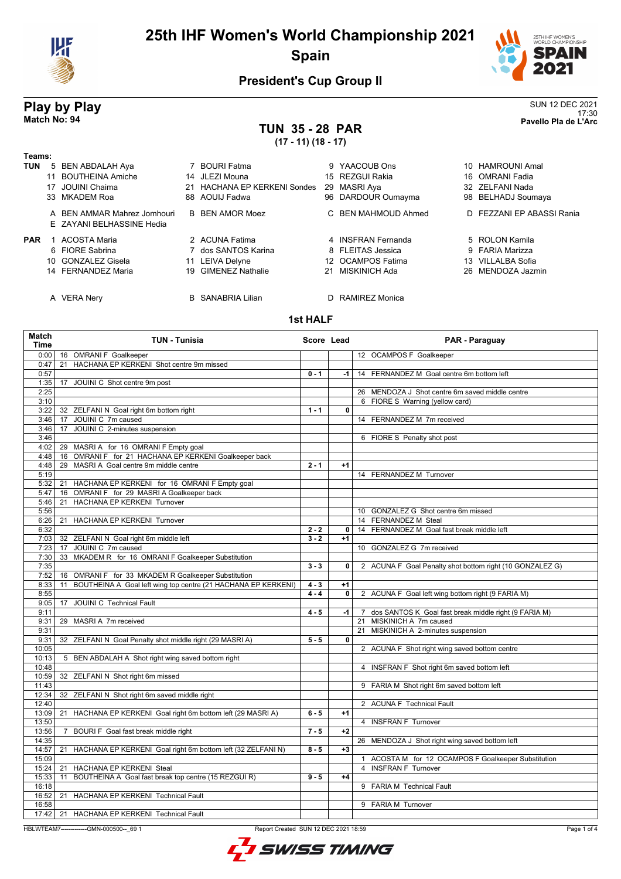# 25th IHF Women's World Championship 2021

## Spain

### President's Cup Group II

**Play by Play**
**Match No: 94**

SUN 12 DEC 2021
17:30
**Pavello Pla de L'Arc**

## TUN 35 - 28 PAR

**(17 - 11) (18 - 17)**

**Teams:**

**TUN**
5 BEN ABDALAH Aya, 7 BOURI Fatma, 9 YAACOUB Ons, 10 HAMROUNI Amal
11 BOUTHEINA Amiche, 14 JLEZI Mouna, 15 REZGUI Rakia, 16 OMRANI Fadia
17 JOUINI Chaima, 21 HACHANA EP KERKENI Sondes, 29 MASRI Aya, 32 ZELFANI Nada
33 MKADEM Roa, 88 AOUIJ Fadwa, 96 DARDOUR Oumayma, 98 BELHADJ Soumaya

A BEN AMMAR Mahrez Jomhouri, B BEN AMOR Moez, C BEN MAHMOUD Ahmed, D FEZZANI EP ABASSI Rania
E ZAYANI BELHASSINE Hedia

**PAR**
1 ACOSTA Maria, 2 ACUNA Fatima, 4 INSFRAN Fernanda, 5 ROLON Kamila
6 FIORE Sabrina, 7 dos SANTOS Karina, 8 FLEITAS Jessica, 9 FARIA Marizza
10 GONZALEZ Gisela, 11 LEIVA Delyne, 12 OCAMPOS Fatima, 13 VILLALBA Sofia
14 FERNANDEZ Maria, 19 GIMENEZ Nathalie, 21 MISKINICH Ada, 26 MENDOZA Jazmin

A VERA Nery, B SANABRIA Lilian, D RAMIREZ Monica

### 1st HALF

| Match Time | TUN - Tunisia | Score | Lead | PAR - Paraguay |
|---|---|---|---|---|
| 0:00 | 16 OMRANI F Goalkeeper | | | 12 OCAMPOS F Goalkeeper |
| 0:47 | 21 HACHANA EP KERKENI Shot centre 9m missed | | | |
| 0:57 | | 0 - 1 | -1 | 14 FERNANDEZ M Goal centre 6m bottom left |
| 1:35 | 17 JOUINI C Shot centre 9m post | | | |
| 2:25 | | | | 26 MENDOZA J Shot centre 6m saved middle centre |
| 3:10 | | | | 6 FIORE S Warning (yellow card) |
| 3:22 | 32 ZELFANI N Goal right 6m bottom right | 1 - 1 | 0 | |
| 3:46 | 17 JOUINI C 7m caused | | | 14 FERNANDEZ M 7m received |
| 3:46 | 17 JOUINI C 2-minutes suspension | | | |
| 3:46 | | | | 6 FIORE S Penalty shot post |
| 4:02 | 29 MASRI A for 16 OMRANI F Empty goal | | | |
| 4:48 | 16 OMRANI F for 21 HACHANA EP KERKENI Goalkeeper back | | | |
| 4:48 | 29 MASRI A Goal centre 9m middle centre | 2 - 1 | +1 | |
| 5:19 | | | | 14 FERNANDEZ M Turnover |
| 5:32 | 21 HACHANA EP KERKENI for 16 OMRANI F Empty goal | | | |
| 5:47 | 16 OMRANI F for 29 MASRI A Goalkeeper back | | | |
| 5:46 | 21 HACHANA EP KERKENI Turnover | | | |
| 5:56 | | | | 10 GONZALEZ G Shot centre 6m missed |
| 6:26 | 21 HACHANA EP KERKENI Turnover | | | 14 FERNANDEZ M Steal |
| 6:32 | | 2 - 2 | 0 | 14 FERNANDEZ M Goal fast break middle left |
| 7:03 | 32 ZELFANI N Goal right 6m middle left | 3 - 2 | +1 | |
| 7:23 | 17 JOUINI C 7m caused | | | 10 GONZALEZ G 7m received |
| 7:30 | 33 MKADEM R for 16 OMRANI F Goalkeeper Substitution | | | |
| 7:35 | | 3 - 3 | 0 | 2 ACUNA F Goal Penalty shot bottom right (10 GONZALEZ G) |
| 7:52 | 16 OMRANI F for 33 MKADEM R Goalkeeper Substitution | | | |
| 8:33 | 11 BOUTHEINA A Goal left wing top centre (21 HACHANA EP KERKENI) | 4 - 3 | +1 | |
| 8:55 | | 4 - 4 | 0 | 2 ACUNA F Goal left wing bottom right (9 FARIA M) |
| 9:05 | 17 JOUINI C Technical Fault | | | |
| 9:11 | | 4 - 5 | -1 | 7 dos SANTOS K Goal fast break middle right (9 FARIA M) |
| 9:31 | 29 MASRI A 7m received | | | 21 MISKINICH A 7m caused |
| 9:31 | | | | 21 MISKINICH A 2-minutes suspension |
| 9:31 | 32 ZELFANI N Goal Penalty shot middle right (29 MASRI A) | 5 - 5 | 0 | |
| 10:05 | | | | 2 ACUNA F Shot right wing saved bottom centre |
| 10:13 | 5 BEN ABDALAH A Shot right wing saved bottom right | | | |
| 10:48 | | | | 4 INSFRAN F Shot right 6m saved bottom left |
| 10:59 | 32 ZELFANI N Shot right 6m missed | | | |
| 11:43 | | | | 9 FARIA M Shot right 6m saved bottom left |
| 12:34 | 32 ZELFANI N Shot right 6m saved middle right | | | |
| 12:40 | | | | 2 ACUNA F Technical Fault |
| 13:09 | 21 HACHANA EP KERKENI Goal right 6m bottom left (29 MASRI A) | 6 - 5 | +1 | |
| 13:50 | | | | 4 INSFRAN F Turnover |
| 13:56 | 7 BOURI F Goal fast break middle right | 7 - 5 | +2 | |
| 14:35 | | | | 26 MENDOZA J Shot right wing saved bottom left |
| 14:57 | 21 HACHANA EP KERKENI Goal right 6m bottom left (32 ZELFANI N) | 8 - 5 | +3 | |
| 15:09 | | | | 1 ACOSTA M for 12 OCAMPOS F Goalkeeper Substitution |
| 15:24 | 21 HACHANA EP KERKENI Steal | | | 4 INSFRAN F Turnover |
| 15:33 | 11 BOUTHEINA A Goal fast break top centre (15 REZGUI R) | 9 - 5 | +4 | |
| 16:18 | | | | 9 FARIA M Technical Fault |
| 16:52 | 21 HACHANA EP KERKENI Technical Fault | | | |
| 16:58 | | | | 9 FARIA M Turnover |
| 17:42 | 21 HACHANA EP KERKENI Technical Fault | | | |

HBLWTEAM7-------------GMN-000500--_69 1 Report Created SUN 12 DEC 2021 18:59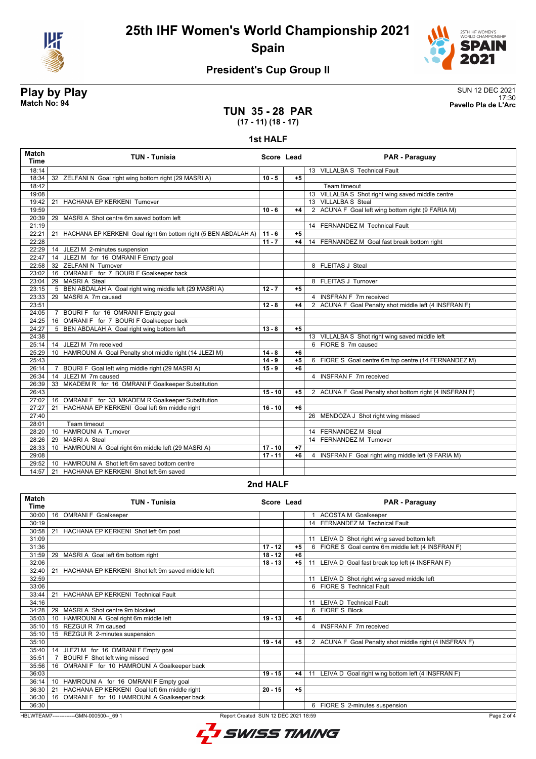# 25th IHF Women's World Championship 2021

## Spain

### President's Cup Group II

**Play by Play**
**Match No: 94**

SUN 12 DEC 2021
17:30
**Pavello Pla de L'Arc**

## TUN 35 - 28 PAR
**(17 - 11) (18 - 17)**

### 1st HALF

| Match Time | TUN - Tunisia | Score | Lead | PAR - Paraguay |
|---|---|---|---|---|
| 18:14 | | | | 13 VILLALBA S Technical Fault |
| 18:34 | 32 ZELFANI N Goal right wing bottom right (29 MASRI A) | 10 - 5 | +5 | |
| 18:42 | | | | Team timeout |
| 19:08 | | | | 13 VILLALBA S Shot right wing saved middle centre |
| 19:42 | 21 HACHANA EP KERKENI Turnover | | | 13 VILLALBA S Steal |
| 19:59 | | 10 - 6 | +4 | 2 ACUNA F Goal left wing bottom right (9 FARIA M) |
| 20:39 | 29 MASRI A Shot centre 6m saved bottom left | | | |
| 21:19 | | | | 14 FERNANDEZ M Technical Fault |
| 22:21 | 21 HACHANA EP KERKENI Goal right 6m bottom right (5 BEN ABDALAH A) | 11 - 6 | +5 | |
| 22:28 | | 11 - 7 | +4 | 14 FERNANDEZ M Goal fast break bottom right |
| 22:29 | 14 JLEZI M 2-minutes suspension | | | |
| 22:47 | 14 JLEZI M for 16 OMRANI F Empty goal | | | |
| 22:58 | 32 ZELFANI N Turnover | | | 8 FLEITAS J Steal |
| 23:02 | 16 OMRANI F for 7 BOURI F Goalkeeper back | | | |
| 23:04 | 29 MASRI A Steal | | | 8 FLEITAS J Turnover |
| 23:15 | 5 BEN ABDALAH A Goal right wing middle left (29 MASRI A) | 12 - 7 | +5 | |
| 23:33 | 29 MASRI A 7m caused | | | 4 INSFRAN F 7m received |
| 23:51 | | 12 - 8 | +4 | 2 ACUNA F Goal Penalty shot middle left (4 INSFRAN F) |
| 24:05 | 7 BOURI F for 16 OMRANI F Empty goal | | | |
| 24:25 | 16 OMRANI F for 7 BOURI F Goalkeeper back | | | |
| 24:27 | 5 BEN ABDALAH A Goal right wing bottom left | 13 - 8 | +5 | |
| 24:38 | | | | 13 VILLALBA S Shot right wing saved middle left |
| 25:14 | 14 JLEZI M 7m received | | | 6 FIORE S 7m caused |
| 25:29 | 10 HAMROUNI A Goal Penalty shot middle right (14 JLEZI M) | 14 - 8 | +6 | |
| 25:43 | | 14 - 9 | +5 | 6 FIORE S Goal centre 6m top centre (14 FERNANDEZ M) |
| 26:14 | 7 BOURI F Goal left wing middle right (29 MASRI A) | 15 - 9 | +6 | |
| 26:34 | 14 JLEZI M 7m caused | | | 4 INSFRAN F 7m received |
| 26:39 | 33 MKADEM R for 16 OMRANI F Goalkeeper Substitution | | | |
| 26:43 | | 15 - 10 | +5 | 2 ACUNA F Goal Penalty shot bottom right (4 INSFRAN F) |
| 27:02 | 16 OMRANI F for 33 MKADEM R Goalkeeper Substitution | | | |
| 27:27 | 21 HACHANA EP KERKENI Goal left 6m middle right | 16 - 10 | +6 | |
| 27:40 | | | | 26 MENDOZA J Shot right wing missed |
| 28:01 | Team timeout | | | |
| 28:20 | 10 HAMROUNI A Turnover | | | 14 FERNANDEZ M Steal |
| 28:26 | 29 MASRI A Steal | | | 14 FERNANDEZ M Turnover |
| 28:33 | 10 HAMROUNI A Goal right 6m middle left (29 MASRI A) | 17 - 10 | +7 | |
| 29:08 | | 17 - 11 | +6 | 4 INSFRAN F Goal right wing middle left (9 FARIA M) |
| 29:52 | 10 HAMROUNI A Shot left 6m saved bottom centre | | | |
| 14:57 | 21 HACHANA EP KERKENI Shot left 6m saved | | | |

### 2nd HALF

| Match Time | TUN - Tunisia | Score | Lead | PAR - Paraguay |
|---|---|---|---|---|
| 30:00 | 16 OMRANI F Goalkeeper | | | 1 ACOSTA M Goalkeeper |
| 30:19 | | | | 14 FERNANDEZ M Technical Fault |
| 30:58 | 21 HACHANA EP KERKENI Shot left 6m post | | | |
| 31:09 | | | | 11 LEIVA D Shot right wing saved bottom left |
| 31:36 | | 17 - 12 | +5 | 6 FIORE S Goal centre 6m middle left (4 INSFRAN F) |
| 31:59 | 29 MASRI A Goal left 6m bottom right | 18 - 12 | +6 | |
| 32:06 | | 18 - 13 | +5 | 11 LEIVA D Goal fast break top left (4 INSFRAN F) |
| 32:40 | 21 HACHANA EP KERKENI Shot left 9m saved middle left | | | |
| 32:59 | | | | 11 LEIVA D Shot right wing saved middle left |
| 33:06 | | | | 6 FIORE S Technical Fault |
| 33:44 | 21 HACHANA EP KERKENI Technical Fault | | | |
| 34:16 | | | | 11 LEIVA D Technical Fault |
| 34:28 | 29 MASRI A Shot centre 9m blocked | | | 6 FIORE S Block |
| 35:03 | 10 HAMROUNI A Goal right 6m middle left | 19 - 13 | +6 | |
| 35:10 | 15 REZGUI R 7m caused | | | 4 INSFRAN F 7m received |
| 35:10 | 15 REZGUI R 2-minutes suspension | | | |
| 35:10 | | 19 - 14 | +5 | 2 ACUNA F Goal Penalty shot middle right (4 INSFRAN F) |
| 35:40 | 14 JLEZI M for 16 OMRANI F Empty goal | | | |
| 35:51 | 7 BOURI F Shot left wing missed | | | |
| 35:56 | 16 OMRANI F for 10 HAMROUNI A Goalkeeper back | | | |
| 36:03 | | 19 - 15 | +4 | 11 LEIVA D Goal right wing bottom left (4 INSFRAN F) |
| 36:14 | 10 HAMROUNI A for 16 OMRANI F Empty goal | | | |
| 36:30 | 21 HACHANA EP KERKENI Goal left 6m middle right | 20 - 15 | +5 | |
| 36:30 | 16 OMRANI F for 10 HAMROUNI A Goalkeeper back | | | |
| 36:30 | | | | 6 FIORE S 2-minutes suspension |

HBLWTEAM7-------------GMN-000500--_69 1 Report Created SUN 12 DEC 2021 18:59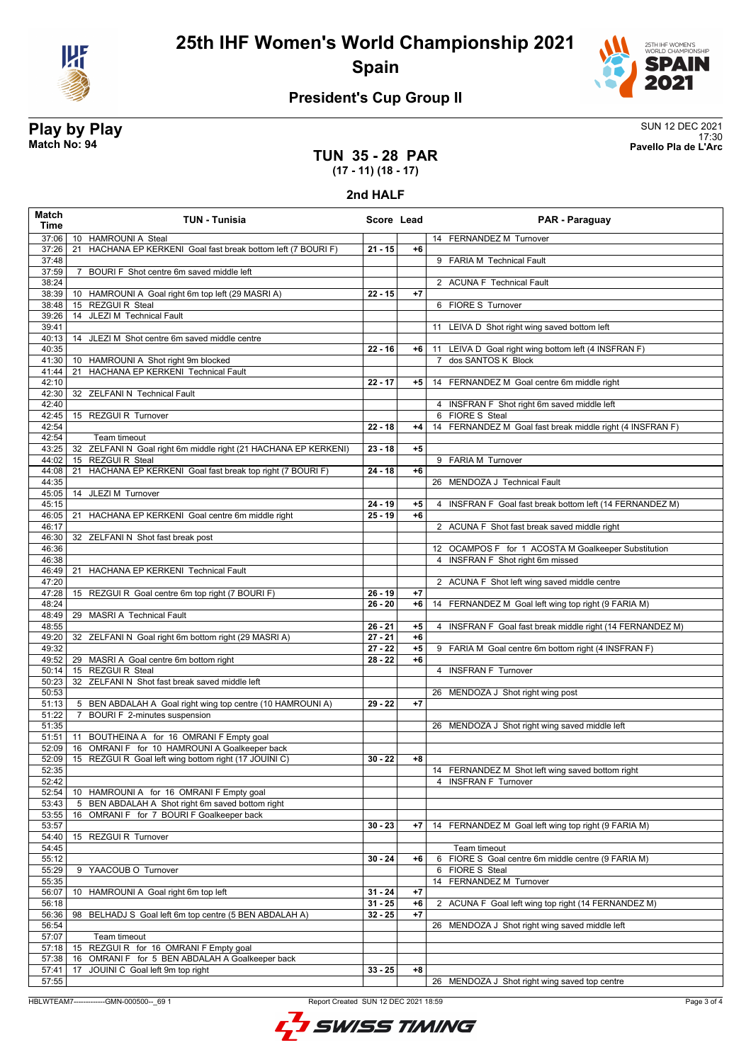# 25th IHF Women's World Championship 2021

## Spain

### President's Cup Group II

**Play by Play**
**Match No: 94**

SUN 12 DEC 2021
17:30
**Pavello Pla de L'Arc**

## TUN 35 - 28 PAR

**(17 - 11) (18 - 17)**

### 2nd HALF

| Match Time | TUN - Tunisia | Score | Lead | PAR - Paraguay |
|---|---|---|---|---|
| 37:06 | 10 HAMROUNI A Steal | | | 14 FERNANDEZ M Turnover |
| 37:26 | 21 HACHANA EP KERKENI Goal fast break bottom left (7 BOURI F) | 21 - 15 | +6 | |
| 37:48 | | | | 9 FARIA M Technical Fault |
| 37:59 | 7 BOURI F Shot centre 6m saved middle left | | | |
| 38:24 | | | | 2 ACUNA F Technical Fault |
| 38:39 | 10 HAMROUNI A Goal right 6m top left (29 MASRI A) | 22 - 15 | +7 | |
| 38:48 | 15 REZGUI R Steal | | | 6 FIORE S Turnover |
| 39:26 | 14 JLEZI M Technical Fault | | | |
| 39:41 | | | | 11 LEIVA D Shot right wing saved bottom left |
| 40:13 | 14 JLEZI M Shot centre 6m saved middle centre | | | |
| 40:35 | | 22 - 16 | +6 | 11 LEIVA D Goal right wing bottom left (4 INSFRAN F) |
| 41:30 | 10 HAMROUNI A Shot right 9m blocked | | | 7 dos SANTOS K Block |
| 41:44 | 21 HACHANA EP KERKENI Technical Fault | | | |
| 42:10 | | 22 - 17 | +5 | 14 FERNANDEZ M Goal centre 6m middle right |
| 42:30 | 32 ZELFANI N Technical Fault | | | |
| 42:40 | | | | 4 INSFRAN F Shot right 6m saved middle left |
| 42:45 | 15 REZGUI R Turnover | | | 6 FIORE S Steal |
| 42:54 | | 22 - 18 | +4 | 14 FERNANDEZ M Goal fast break middle right (4 INSFRAN F) |
| 42:54 | Team timeout | | | |
| 43:25 | 32 ZELFANI N Goal right 6m middle right (21 HACHANA EP KERKENI) | 23 - 18 | +5 | |
| 44:02 | 15 REZGUI R Steal | | | 9 FARIA M Turnover |
| 44:08 | 21 HACHANA EP KERKENI Goal fast break top right (7 BOURI F) | 24 - 18 | +6 | |
| 44:35 | | | | 26 MENDOZA J Technical Fault |
| 45:05 | 14 JLEZI M Turnover | | | |
| 45:15 | | 24 - 19 | +5 | 4 INSFRAN F Goal fast break bottom left (14 FERNANDEZ M) |
| 46:05 | 21 HACHANA EP KERKENI Goal centre 6m middle right | 25 - 19 | +6 | |
| 46:17 | | | | 2 ACUNA F Shot fast break saved middle right |
| 46:30 | 32 ZELFANI N Shot fast break post | | | |
| 46:36 | | | | 12 OCAMPOS F for 1 ACOSTA M Goalkeeper Substitution |
| 46:38 | | | | 4 INSFRAN F Shot right 6m missed |
| 46:49 | 21 HACHANA EP KERKENI Technical Fault | | | |
| 47:20 | | | | 2 ACUNA F Shot left wing saved middle centre |
| 47:28 | 15 REZGUI R Goal centre 6m top right (7 BOURI F) | 26 - 19 | +7 | |
| 48:24 | | 26 - 20 | +6 | 14 FERNANDEZ M Goal left wing top right (9 FARIA M) |
| 48:49 | 29 MASRI A Technical Fault | | | |
| 48:55 | | 26 - 21 | +5 | 4 INSFRAN F Goal fast break middle right (14 FERNANDEZ M) |
| 49:20 | 32 ZELFANI N Goal right 6m bottom right (29 MASRI A) | 27 - 21 | +6 | |
| 49:32 | | 27 - 22 | +5 | 9 FARIA M Goal centre 6m bottom right (4 INSFRAN F) |
| 49:52 | 29 MASRI A Goal centre 6m bottom right | 28 - 22 | +6 | |
| 50:14 | 15 REZGUI R Steal | | | 4 INSFRAN F Turnover |
| 50:23 | 32 ZELFANI N Shot fast break saved middle left | | | |
| 50:53 | | | | 26 MENDOZA J Shot right wing post |
| 51:13 | 5 BEN ABDALAH A Goal right wing top centre (10 HAMROUNI A) | 29 - 22 | +7 | |
| 51:22 | 7 BOURI F 2-minutes suspension | | | |
| 51:35 | | | | 26 MENDOZA J Shot right wing saved middle left |
| 51:51 | 11 BOUTHEINA A for 16 OMRANI F Empty goal | | | |
| 52:09 | 16 OMRANI F for 10 HAMROUNI A Goalkeeper back | | | |
| 52:09 | 15 REZGUI R Goal left wing bottom right (17 JOUINI C) | 30 - 22 | +8 | |
| 52:35 | | | | 14 FERNANDEZ M Shot left wing saved bottom right |
| 52:42 | | | | 4 INSFRAN F Turnover |
| 52:54 | 10 HAMROUNI A for 16 OMRANI F Empty goal | | | |
| 53:43 | 5 BEN ABDALAH A Shot right 6m saved bottom right | | | |
| 53:55 | 16 OMRANI F for 7 BOURI F Goalkeeper back | | | |
| 53:57 | | 30 - 23 | +7 | 14 FERNANDEZ M Goal left wing top right (9 FARIA M) |
| 54:40 | 15 REZGUI R Turnover | | | |
| 54:45 | | | | Team timeout |
| 55:12 | | 30 - 24 | +6 | 6 FIORE S Goal centre 6m middle centre (9 FARIA M) |
| 55:29 | 9 YAACOUB O Turnover | | | 6 FIORE S Steal |
| 55:35 | | | | 14 FERNANDEZ M Turnover |
| 56:07 | 10 HAMROUNI A Goal right 6m top left | 31 - 24 | +7 | |
| 56:18 | | 31 - 25 | +6 | 2 ACUNA F Goal left wing top right (14 FERNANDEZ M) |
| 56:36 | 98 BELHADJ S Goal left 6m top centre (5 BEN ABDALAH A) | 32 - 25 | +7 | |
| 56:54 | | | | 26 MENDOZA J Shot right wing saved middle left |
| 57:07 | Team timeout | | | |
| 57:18 | 15 REZGUI R for 16 OMRANI F Empty goal | | | |
| 57:38 | 16 OMRANI F for 5 BEN ABDALAH A Goalkeeper back | | | |
| 57:41 | 17 JOUINI C Goal left 9m top right | 33 - 25 | +8 | |
| 57:55 | | | | 26 MENDOZA J Shot right wing saved top centre |

HBLWTEAM7-------------GMN-000500--_69 1 Report Created SUN 12 DEC 2021 18:59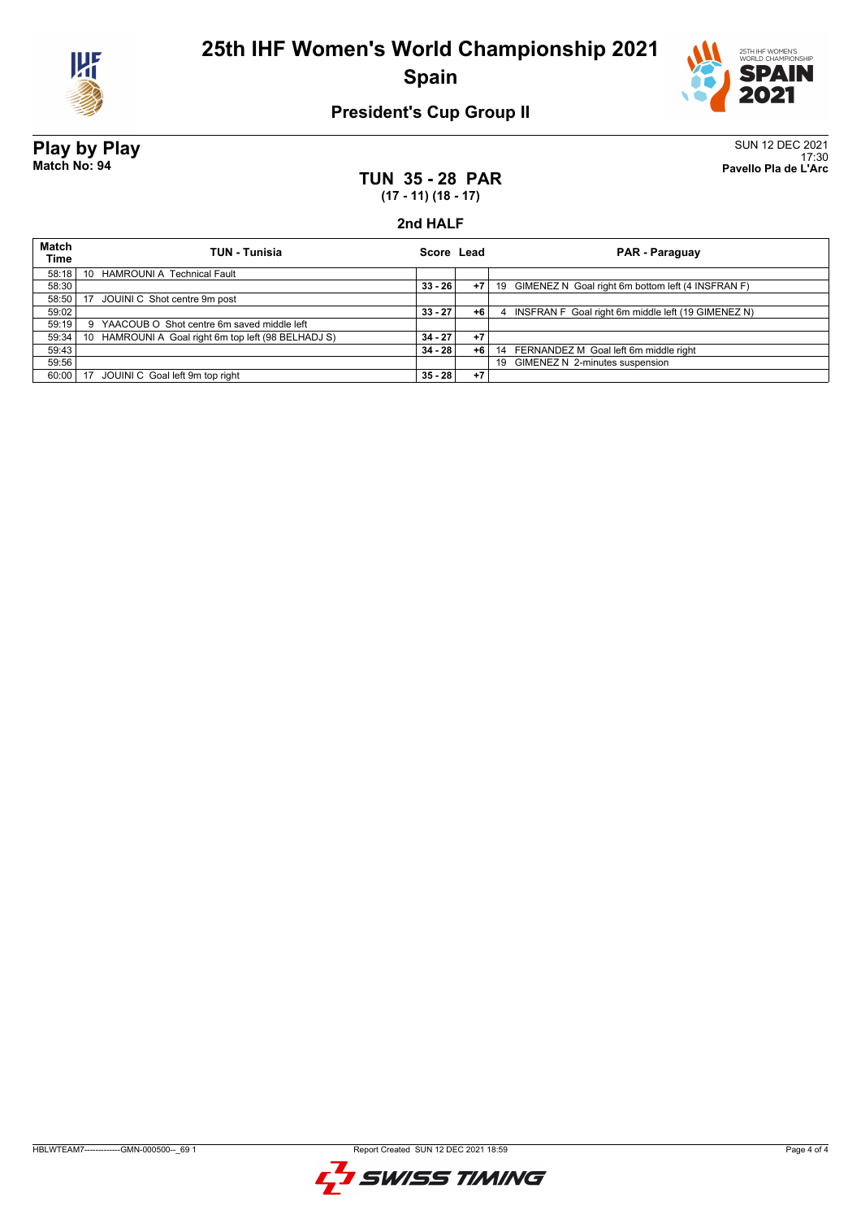# 25th IHF Women's World Championship 2021

## Spain

### President's Cup Group II

**Play by Play**
**Match No: 94**

SUN 12 DEC 2021
17:30
**Pavello Pla de L'Arc**

## TUN 35 - 28 PAR

**(17 - 11) (18 - 17)**

### 2nd HALF

| Match Time | TUN - Tunisia | Score | Lead | PAR - Paraguay |
|---|---|---|---|---|
| 58:18 | 10 HAMROUNI A Technical Fault | | | |
| 58:30 | | 33 - 26 | +7 | 19 GIMENEZ N Goal right 6m bottom left (4 INSFRAN F) |
| 58:50 | 17 JOUINI C Shot centre 9m post | | | |
| 59:02 | | 33 - 27 | +6 | 4 INSFRAN F Goal right 6m middle left (19 GIMENEZ N) |
| 59:19 | 9 YAACOUB O Shot centre 6m saved middle left | | | |
| 59:34 | 10 HAMROUNI A Goal right 6m top left (98 BELHADJ S) | 34 - 27 | +7 | |
| 59:43 | | 34 - 28 | +6 | 14 FERNANDEZ M Goal left 6m middle right |
| 59:56 | | | | 19 GIMENEZ N 2-minutes suspension |
| 60:00 | 17 JOUINI C Goal left 9m top right | 35 - 28 | +7 | |

HBLWTEAM7-------------GMN-000500--_69 1    Report Created SUN 12 DEC 2021 18:59